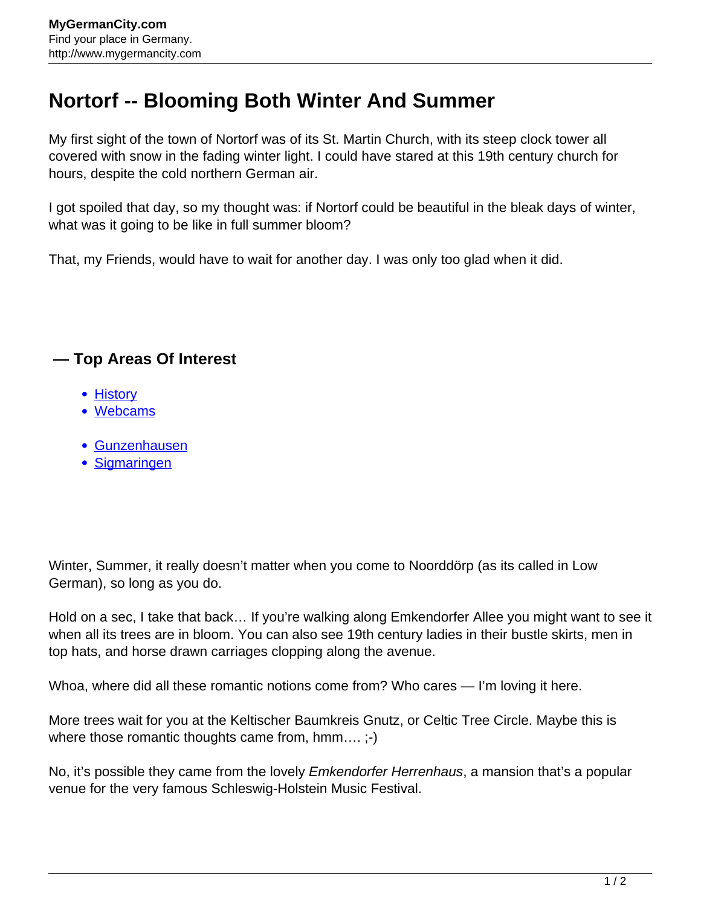# Nortorf -- Blooming Both Winter And Summer

My first sight of the town of Nortorf was of its St. Martin Church, with its steep clock tower all covered with snow in the fading winter light. I could have stared at this 19th century church for hours, despite the cold northern German air.

I got spoiled that day, so my thought was: if Nortorf could be beautiful in the bleak days of winter, what was it going to be like in full summer bloom?

That, my Friends, would have to wait for another day. I was only too glad when it did.

## — Top Areas Of Interest

- History
- Webcams

- Gunzenhausen
- Sigmaringen

Winter, Summer, it really doesn't matter when you come to Noorddörp (as its called in Low German), so long as you do.

Hold on a sec, I take that back… If you're walking along Emkendorfer Allee you might want to see it when all its trees are in bloom. You can also see 19th century ladies in their bustle skirts, men in top hats, and horse drawn carriages clopping along the avenue.

Whoa, where did all these romantic notions come from? Who cares — I'm loving it here.

More trees wait for you at the Keltischer Baumkreis Gnutz, or Celtic Tree Circle. Maybe this is where those romantic thoughts came from, hmm…. ;-)

No, it's possible they came from the lovely *Emkendorfer Herrenhaus*, a mansion that's a popular venue for the very famous Schleswig-Holstein Music Festival.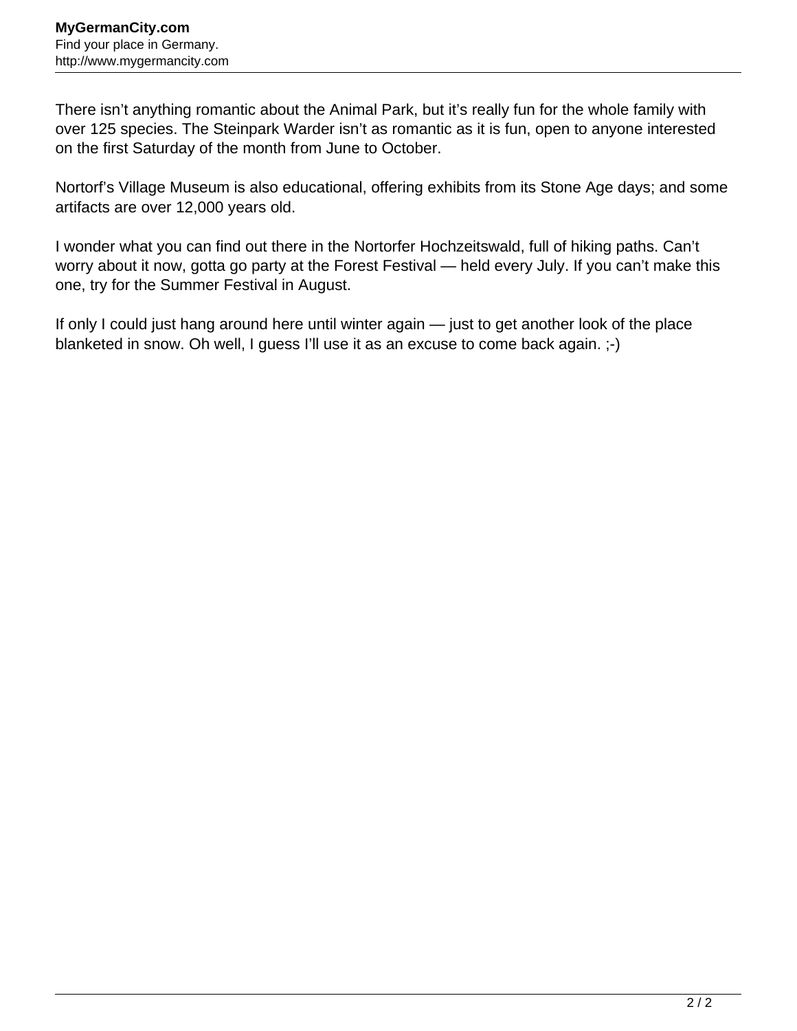There isn’t anything romantic about the Animal Park, but it’s really fun for the whole family with over 125 species. The Steinpark Warder isn’t as romantic as it is fun, open to anyone interested on the first Saturday of the month from June to October.

Nortorf’s Village Museum is also educational, offering exhibits from its Stone Age days; and some artifacts are over 12,000 years old.

I wonder what you can find out there in the Nortorfer Hochzeitswald, full of hiking paths. Can’t worry about it now, gotta go party at the Forest Festival — held every July. If you can’t make this one, try for the Summer Festival in August.

If only I could just hang around here until winter again — just to get another look of the place blanketed in snow. Oh well, I guess I’ll use it as an excuse to come back again. ;-)